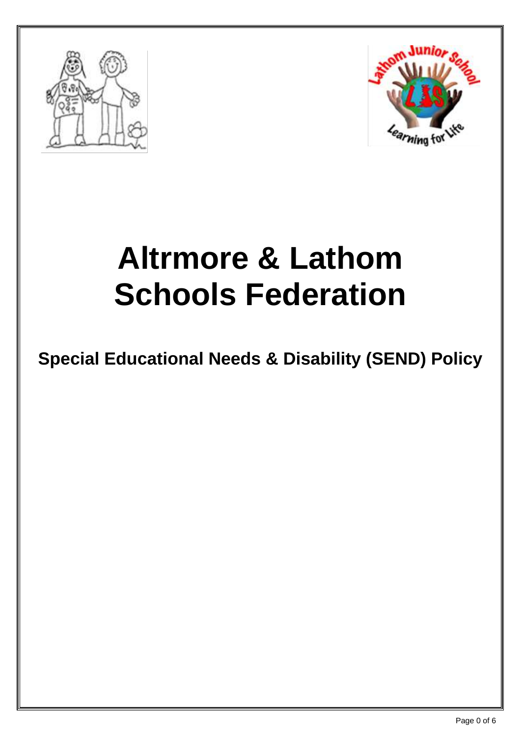# Altrmore & Lathom Schools Federation

## Special Educational Needs & Disability (SEND) Policy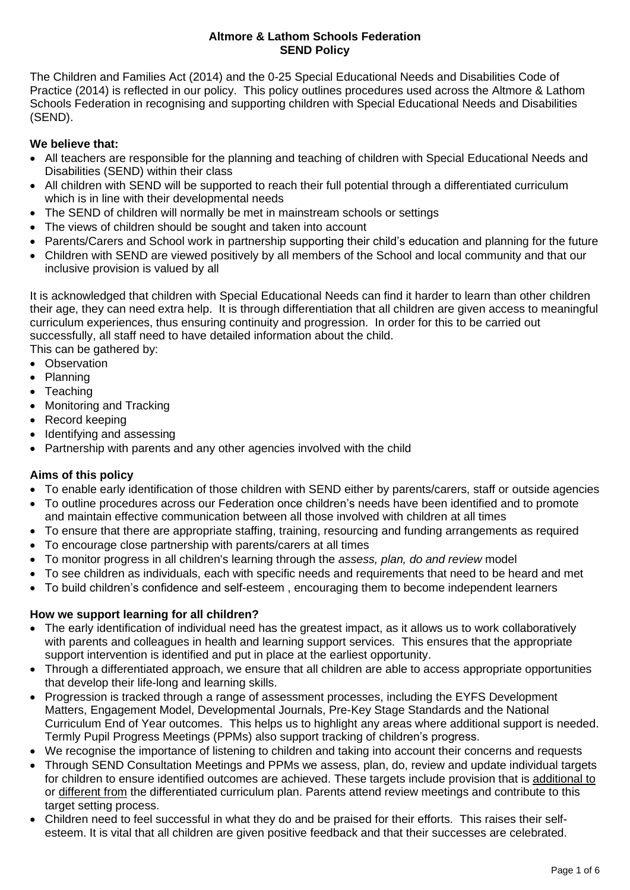**Altmore & Lathom Schools Federation**
**SEND Policy**

The Children and Families Act (2014) and the 0-25 Special Educational Needs and Disabilities Code of Practice (2014) is reflected in our policy. This policy outlines procedures used across the Altmore & Lathom Schools Federation in recognising and supporting children with Special Educational Needs and Disabilities (SEND).

**We believe that:**

- All teachers are responsible for the planning and teaching of children with Special Educational Needs and Disabilities (SEND) within their class
- All children with SEND will be supported to reach their full potential through a differentiated curriculum which is in line with their developmental needs
- The SEND of children will normally be met in mainstream schools or settings
- The views of children should be sought and taken into account
- Parents/Carers and School work in partnership supporting their child's education and planning for the future
- Children with SEND are viewed positively by all members of the School and local community and that our inclusive provision is valued by all

It is acknowledged that children with Special Educational Needs can find it harder to learn than other children their age, they can need extra help. It is through differentiation that all children are given access to meaningful curriculum experiences, thus ensuring continuity and progression. In order for this to be carried out successfully, all staff need to have detailed information about the child.
This can be gathered by:

- Observation
- Planning
- Teaching
- Monitoring and Tracking
- Record keeping
- Identifying and assessing
- Partnership with parents and any other agencies involved with the child

**Aims of this policy**

- To enable early identification of those children with SEND either by parents/carers, staff or outside agencies
- To outline procedures across our Federation once children's needs have been identified and to promote and maintain effective communication between all those involved with children at all times
- To ensure that there are appropriate staffing, training, resourcing and funding arrangements as required
- To encourage close partnership with parents/carers at all times
- To monitor progress in all children's learning through the *assess, plan, do and review* model
- To see children as individuals, each with specific needs and requirements that need to be heard and met
- To build children's confidence and self-esteem , encouraging them to become independent learners

**How we support learning for all children?**

- The early identification of individual need has the greatest impact, as it allows us to work collaboratively with parents and colleagues in health and learning support services. This ensures that the appropriate support intervention is identified and put in place at the earliest opportunity.
- Through a differentiated approach, we ensure that all children are able to access appropriate opportunities that develop their life-long and learning skills.
- Progression is tracked through a range of assessment processes, including the EYFS Development Matters, Engagement Model, Developmental Journals, Pre-Key Stage Standards and the National Curriculum End of Year outcomes. This helps us to highlight any areas where additional support is needed. Termly Pupil Progress Meetings (PPMs) also support tracking of children's progress.
- We recognise the importance of listening to children and taking into account their concerns and requests
- Through SEND Consultation Meetings and PPMs we assess, plan, do, review and update individual targets for children to ensure identified outcomes are achieved. These targets include provision that is additional to or different from the differentiated curriculum plan. Parents attend review meetings and contribute to this target setting process.
- Children need to feel successful in what they do and be praised for their efforts. This raises their self-esteem. It is vital that all children are given positive feedback and that their successes are celebrated.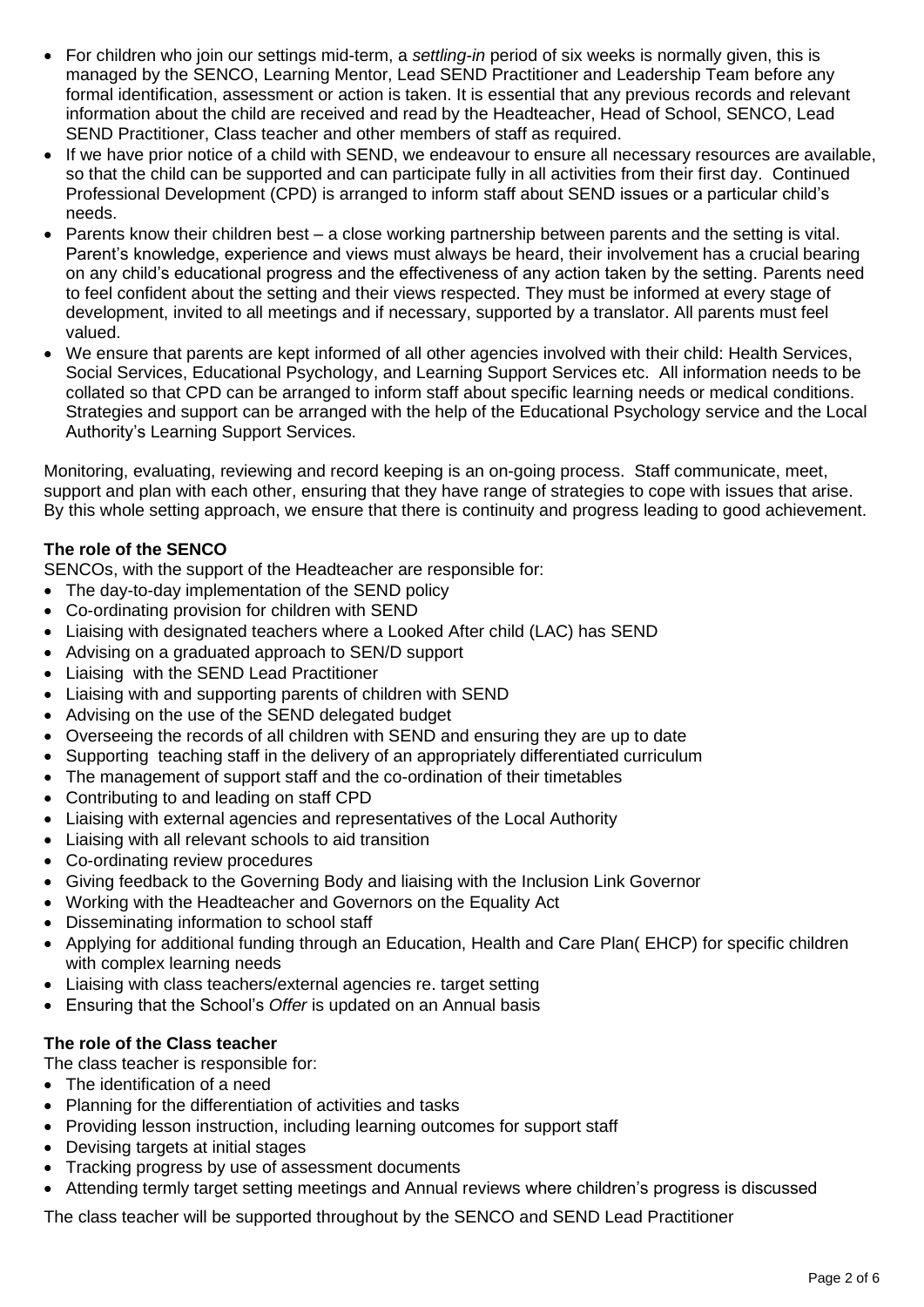- For children who join our settings mid-term, a *settling-in* period of six weeks is normally given, this is managed by the SENCO, Learning Mentor, Lead SEND Practitioner and Leadership Team before any formal identification, assessment or action is taken. It is essential that any previous records and relevant information about the child are received and read by the Headteacher, Head of School, SENCO, Lead SEND Practitioner, Class teacher and other members of staff as required.
- If we have prior notice of a child with SEND, we endeavour to ensure all necessary resources are available, so that the child can be supported and can participate fully in all activities from their first day. Continued Professional Development (CPD) is arranged to inform staff about SEND issues or a particular child's needs.
- Parents know their children best – a close working partnership between parents and the setting is vital. Parent's knowledge, experience and views must always be heard, their involvement has a crucial bearing on any child's educational progress and the effectiveness of any action taken by the setting. Parents need to feel confident about the setting and their views respected. They must be informed at every stage of development, invited to all meetings and if necessary, supported by a translator. All parents must feel valued.
- We ensure that parents are kept informed of all other agencies involved with their child: Health Services, Social Services, Educational Psychology, and Learning Support Services etc. All information needs to be collated so that CPD can be arranged to inform staff about specific learning needs or medical conditions. Strategies and support can be arranged with the help of the Educational Psychology service and the Local Authority's Learning Support Services.

Monitoring, evaluating, reviewing and record keeping is an on-going process. Staff communicate, meet, support and plan with each other, ensuring that they have range of strategies to cope with issues that arise. By this whole setting approach, we ensure that there is continuity and progress leading to good achievement.

**The role of the SENCO**

SENCOs, with the support of the Headteacher are responsible for:

- The day-to-day implementation of the SEND policy
- Co-ordinating provision for children with SEND
- Liaising with designated teachers where a Looked After child (LAC) has SEND
- Advising on a graduated approach to SEN/D support
- Liaising with the SEND Lead Practitioner
- Liaising with and supporting parents of children with SEND
- Advising on the use of the SEND delegated budget
- Overseeing the records of all children with SEND and ensuring they are up to date
- Supporting teaching staff in the delivery of an appropriately differentiated curriculum
- The management of support staff and the co-ordination of their timetables
- Contributing to and leading on staff CPD
- Liaising with external agencies and representatives of the Local Authority
- Liaising with all relevant schools to aid transition
- Co-ordinating review procedures
- Giving feedback to the Governing Body and liaising with the Inclusion Link Governor
- Working with the Headteacher and Governors on the Equality Act
- Disseminating information to school staff
- Applying for additional funding through an Education, Health and Care Plan( EHCP) for specific children with complex learning needs
- Liaising with class teachers/external agencies re. target setting
- Ensuring that the School's *Offer* is updated on an Annual basis

**The role of the Class teacher**

The class teacher is responsible for:

- The identification of a need
- Planning for the differentiation of activities and tasks
- Providing lesson instruction, including learning outcomes for support staff
- Devising targets at initial stages
- Tracking progress by use of assessment documents
- Attending termly target setting meetings and Annual reviews where children's progress is discussed

The class teacher will be supported throughout by the SENCO and SEND Lead Practitioner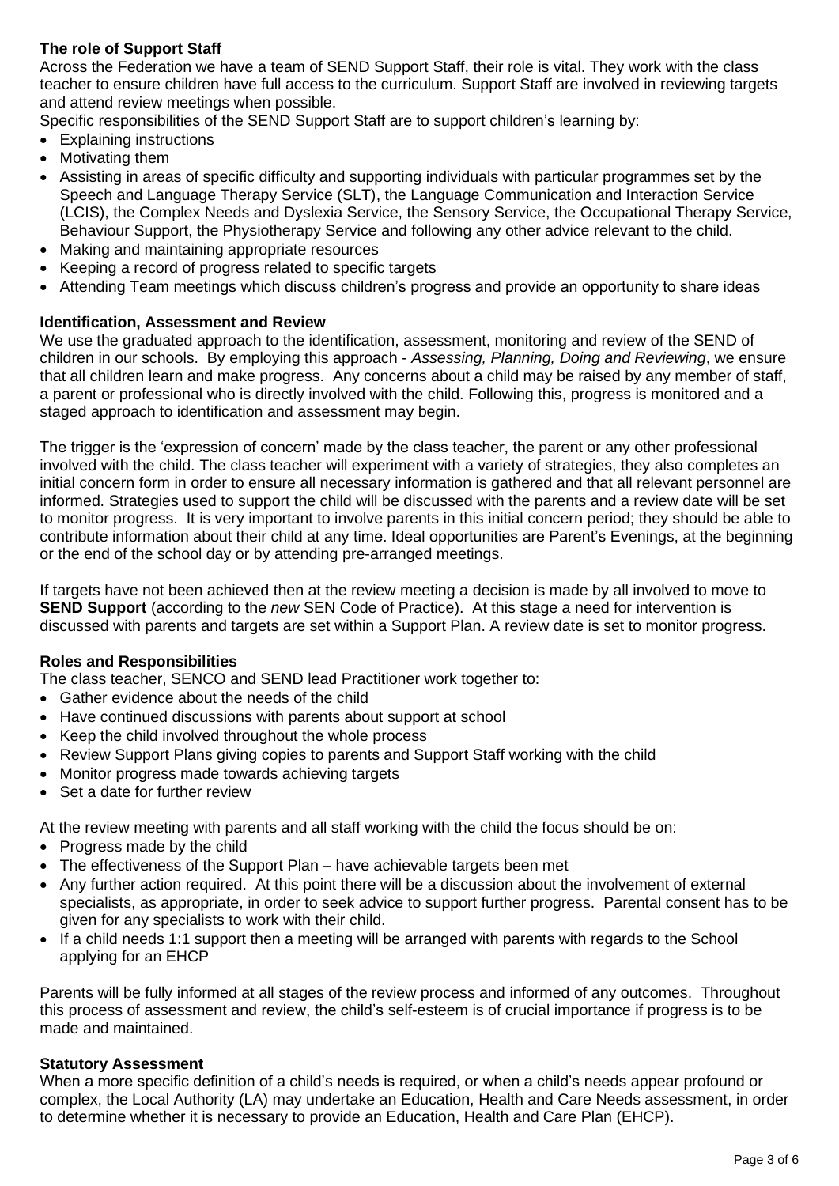### The role of Support Staff

Across the Federation we have a team of SEND Support Staff, their role is vital. They work with the class teacher to ensure children have full access to the curriculum. Support Staff are involved in reviewing targets and attend review meetings when possible.

Specific responsibilities of the SEND Support Staff are to support children's learning by:

- Explaining instructions
- Motivating them
- Assisting in areas of specific difficulty and supporting individuals with particular programmes set by the Speech and Language Therapy Service (SLT), the Language Communication and Interaction Service (LCIS), the Complex Needs and Dyslexia Service, the Sensory Service, the Occupational Therapy Service, Behaviour Support, the Physiotherapy Service and following any other advice relevant to the child.
- Making and maintaining appropriate resources
- Keeping a record of progress related to specific targets
- Attending Team meetings which discuss children's progress and provide an opportunity to share ideas

### Identification, Assessment and Review

We use the graduated approach to the identification, assessment, monitoring and review of the SEND of children in our schools. By employing this approach - *Assessing, Planning, Doing and Reviewing*, we ensure that all children learn and make progress. Any concerns about a child may be raised by any member of staff, a parent or professional who is directly involved with the child. Following this, progress is monitored and a staged approach to identification and assessment may begin.

The trigger is the 'expression of concern' made by the class teacher, the parent or any other professional involved with the child. The class teacher will experiment with a variety of strategies, they also completes an initial concern form in order to ensure all necessary information is gathered and that all relevant personnel are informed. Strategies used to support the child will be discussed with the parents and a review date will be set to monitor progress. It is very important to involve parents in this initial concern period; they should be able to contribute information about their child at any time. Ideal opportunities are Parent's Evenings, at the beginning or the end of the school day or by attending pre-arranged meetings.

If targets have not been achieved then at the review meeting a decision is made by all involved to move to **SEND Support** (according to the *new* SEN Code of Practice). At this stage a need for intervention is discussed with parents and targets are set within a Support Plan. A review date is set to monitor progress.

### Roles and Responsibilities

The class teacher, SENCO and SEND lead Practitioner work together to:

- Gather evidence about the needs of the child
- Have continued discussions with parents about support at school
- Keep the child involved throughout the whole process
- Review Support Plans giving copies to parents and Support Staff working with the child
- Monitor progress made towards achieving targets
- Set a date for further review

At the review meeting with parents and all staff working with the child the focus should be on:

- Progress made by the child
- The effectiveness of the Support Plan – have achievable targets been met
- Any further action required. At this point there will be a discussion about the involvement of external specialists, as appropriate, in order to seek advice to support further progress. Parental consent has to be given for any specialists to work with their child.
- If a child needs 1:1 support then a meeting will be arranged with parents with regards to the School applying for an EHCP

Parents will be fully informed at all stages of the review process and informed of any outcomes. Throughout this process of assessment and review, the child's self-esteem is of crucial importance if progress is to be made and maintained.

### Statutory Assessment

When a more specific definition of a child's needs is required, or when a child's needs appear profound or complex, the Local Authority (LA) may undertake an Education, Health and Care Needs assessment, in order to determine whether it is necessary to provide an Education, Health and Care Plan (EHCP).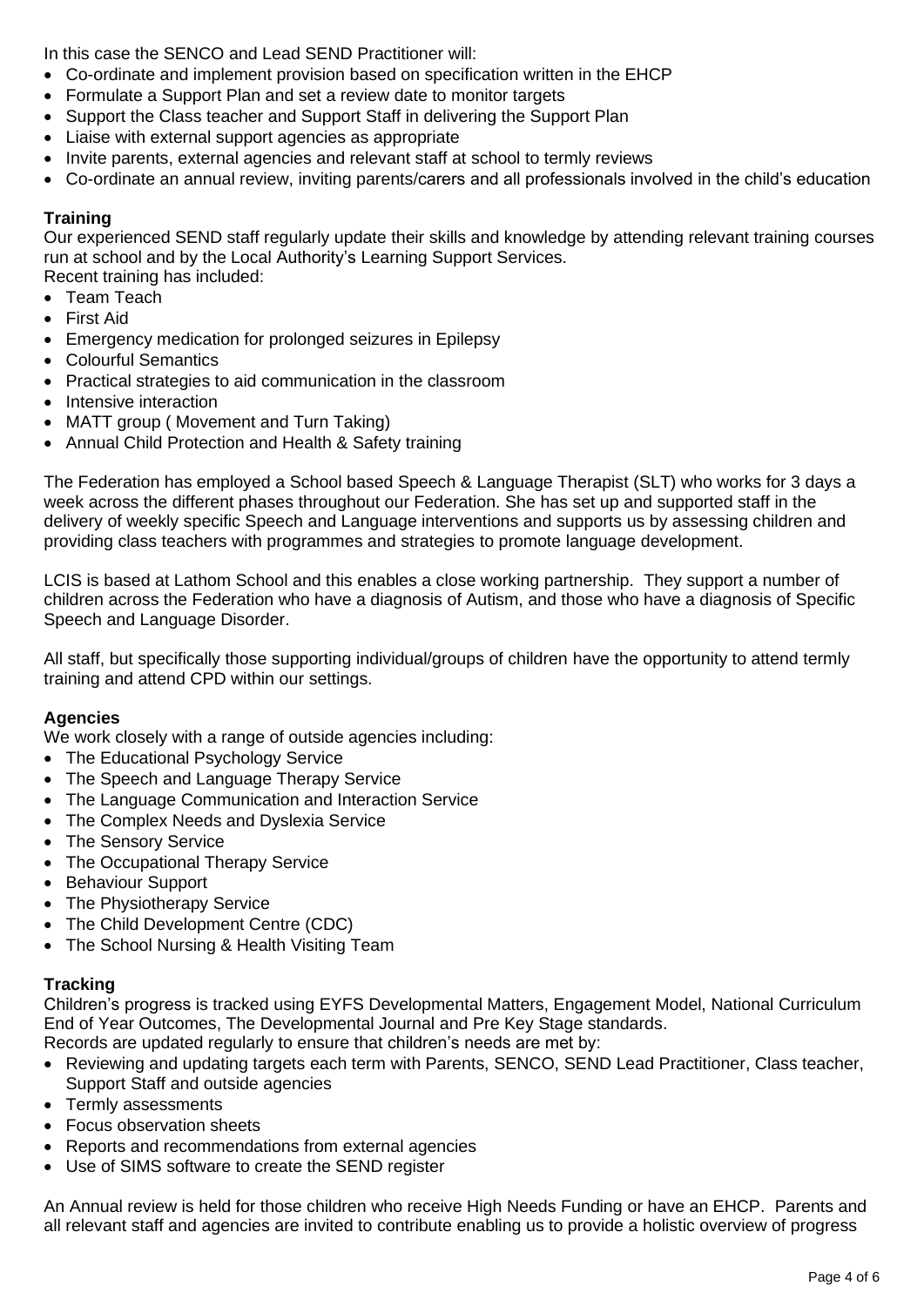In this case the SENCO and Lead SEND Practitioner will:

- Co-ordinate and implement provision based on specification written in the EHCP
- Formulate a Support Plan and set a review date to monitor targets
- Support the Class teacher and Support Staff in delivering the Support Plan
- Liaise with external support agencies as appropriate
- Invite parents, external agencies and relevant staff at school to termly reviews
- Co-ordinate an annual review, inviting parents/carers and all professionals involved in the child's education

**Training**

Our experienced SEND staff regularly update their skills and knowledge by attending relevant training courses run at school and by the Local Authority's Learning Support Services.
Recent training has included:

- Team Teach
- First Aid
- Emergency medication for prolonged seizures in Epilepsy
- Colourful Semantics
- Practical strategies to aid communication in the classroom
- Intensive interaction
- MATT group ( Movement and Turn Taking)
- Annual Child Protection and Health & Safety training

The Federation has employed a School based Speech & Language Therapist (SLT) who works for 3 days a week across the different phases throughout our Federation. She has set up and supported staff in the delivery of weekly specific Speech and Language interventions and supports us by assessing children and providing class teachers with programmes and strategies to promote language development.

LCIS is based at Lathom School and this enables a close working partnership. They support a number of children across the Federation who have a diagnosis of Autism, and those who have a diagnosis of Specific Speech and Language Disorder.

All staff, but specifically those supporting individual/groups of children have the opportunity to attend termly training and attend CPD within our settings.

**Agencies**

We work closely with a range of outside agencies including:

- The Educational Psychology Service
- The Speech and Language Therapy Service
- The Language Communication and Interaction Service
- The Complex Needs and Dyslexia Service
- The Sensory Service
- The Occupational Therapy Service
- Behaviour Support
- The Physiotherapy Service
- The Child Development Centre (CDC)
- The School Nursing & Health Visiting Team

**Tracking**

Children's progress is tracked using EYFS Developmental Matters, Engagement Model, National Curriculum End of Year Outcomes, The Developmental Journal and Pre Key Stage standards.
Records are updated regularly to ensure that children's needs are met by:

- Reviewing and updating targets each term with Parents, SENCO, SEND Lead Practitioner, Class teacher, Support Staff and outside agencies
- Termly assessments
- Focus observation sheets
- Reports and recommendations from external agencies
- Use of SIMS software to create the SEND register

An Annual review is held for those children who receive High Needs Funding or have an EHCP. Parents and all relevant staff and agencies are invited to contribute enabling us to provide a holistic overview of progress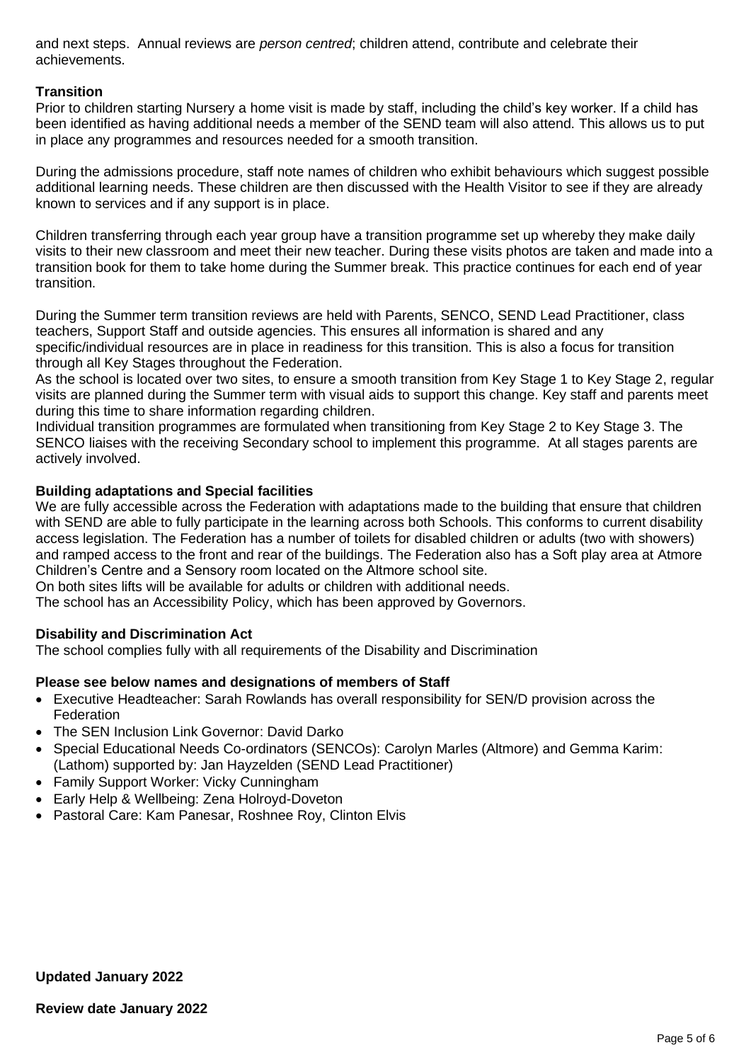and next steps. Annual reviews are *person centred*; children attend, contribute and celebrate their achievements.

**Transition**

Prior to children starting Nursery a home visit is made by staff, including the child's key worker. If a child has been identified as having additional needs a member of the SEND team will also attend. This allows us to put in place any programmes and resources needed for a smooth transition.

During the admissions procedure, staff note names of children who exhibit behaviours which suggest possible additional learning needs. These children are then discussed with the Health Visitor to see if they are already known to services and if any support is in place.

Children transferring through each year group have a transition programme set up whereby they make daily visits to their new classroom and meet their new teacher. During these visits photos are taken and made into a transition book for them to take home during the Summer break. This practice continues for each end of year transition.

During the Summer term transition reviews are held with Parents, SENCO, SEND Lead Practitioner, class teachers, Support Staff and outside agencies. This ensures all information is shared and any specific/individual resources are in place in readiness for this transition. This is also a focus for transition through all Key Stages throughout the Federation.

As the school is located over two sites, to ensure a smooth transition from Key Stage 1 to Key Stage 2, regular visits are planned during the Summer term with visual aids to support this change. Key staff and parents meet during this time to share information regarding children.

Individual transition programmes are formulated when transitioning from Key Stage 2 to Key Stage 3. The SENCO liaises with the receiving Secondary school to implement this programme. At all stages parents are actively involved.

**Building adaptations and Special facilities**

We are fully accessible across the Federation with adaptations made to the building that ensure that children with SEND are able to fully participate in the learning across both Schools. This conforms to current disability access legislation. The Federation has a number of toilets for disabled children or adults (two with showers) and ramped access to the front and rear of the buildings. The Federation also has a Soft play area at Atmore Children's Centre and a Sensory room located on the Altmore school site.

On both sites lifts will be available for adults or children with additional needs.

The school has an Accessibility Policy, which has been approved by Governors.

**Disability and Discrimination Act**

The school complies fully with all requirements of the Disability and Discrimination

**Please see below names and designations of members of Staff**

- Executive Headteacher: Sarah Rowlands has overall responsibility for SEN/D provision across the Federation
- The SEN Inclusion Link Governor: David Darko
- Special Educational Needs Co-ordinators (SENCOs): Carolyn Marles (Altmore) and Gemma Karim: (Lathom) supported by: Jan Hayzelden (SEND Lead Practitioner)
- Family Support Worker: Vicky Cunningham
- Early Help & Wellbeing: Zena Holroyd-Doveton
- Pastoral Care: Kam Panesar, Roshnee Roy, Clinton Elvis

**Updated January 2022**

**Review date January 2022**